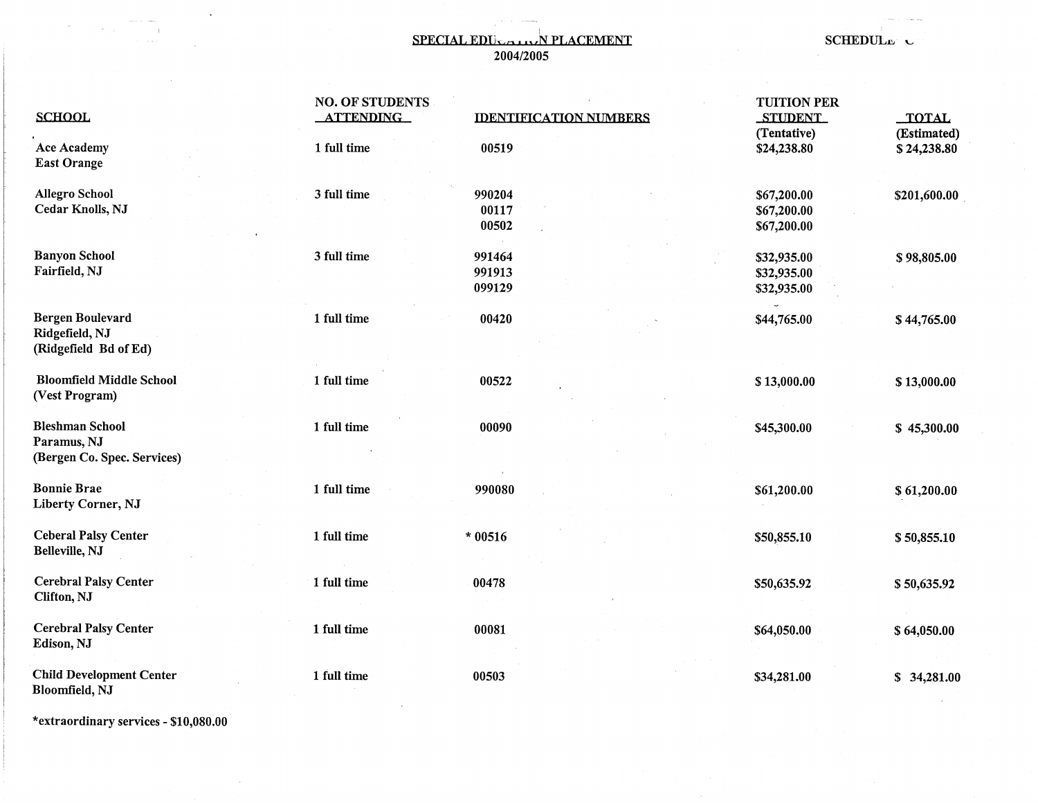# SPECIAL EDUCATION PLACEMENT

2004/2005

SCHEDULE C

| SCHOOL | NO. OF STUDENTS ATTENDING | IDENTIFICATION NUMBERS | TUITION PER STUDENT (Tentative) | TOTAL (Estimated) |
|---|---|---|---|---|
| Ace Academy East Orange | 1 full time | 00519 | $24,238.80 | $ 24,238.80 |
| Allegro School Cedar Knolls, NJ | 3 full time | 990204 | $67,200.00 | $201,600.00 |
| | | 00117 | $67,200.00 | |
| | | 00502 | $67,200.00 | |
| Banyon School Fairfield, NJ | 3 full time | 991464 | $32,935.00 | $ 98,805.00 |
| | | 991913 | $32,935.00 | |
| | | 099129 | $32,935.00 | |
| Bergen Boulevard Ridgefield, NJ (Ridgefield Bd of Ed) | 1 full time | 00420 | $44,765.00 | $ 44,765.00 |
| Bloomfield Middle School (Vest Program) | 1 full time | 00522 | $ 13,000.00 | $ 13,000.00 |
| Bleshman School Paramus, NJ (Bergen Co. Spec. Services) | 1 full time | 00090 | $45,300.00 | $ 45,300.00 |
| Bonnie Brae Liberty Corner, NJ | 1 full time | 990080 | $61,200.00 | $ 61,200.00 |
| Ceberal Palsy Center Belleville, NJ | 1 full time | * 00516 | $50,855.10 | $ 50,855.10 |
| Cerebral Palsy Center Clifton, NJ | 1 full time | 00478 | $50,635.92 | $ 50,635.92 |
| Cerebral Palsy Center Edison, NJ | 1 full time | 00081 | $64,050.00 | $ 64,050.00 |
| Child Development Center Bloomfield, NJ | 1 full time | 00503 | $34,281.00 | $ 34,281.00 |

*extraordinary services - $10,080.00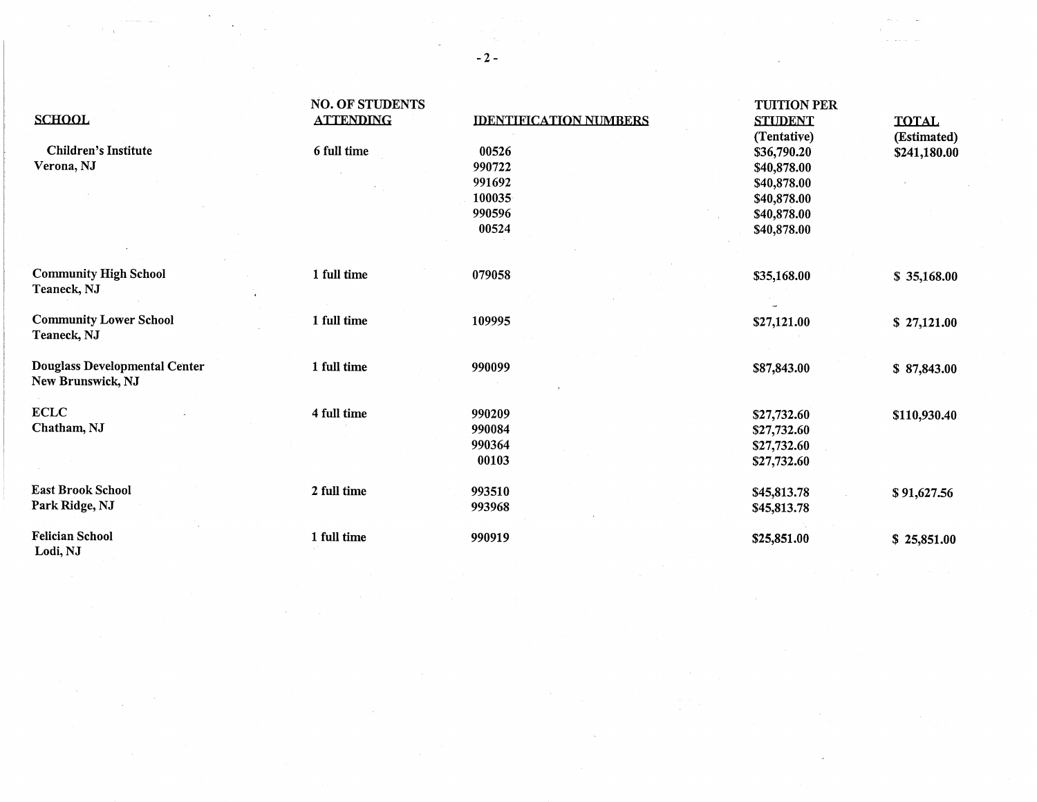| SCHOOL | NO. OF STUDENTS ATTENDING | IDENTIFICATION NUMBERS | TUITION PER STUDENT (Tentative) | TOTAL (Estimated) |
| --- | --- | --- | --- | --- |
| Children's Institute Verona, NJ | 6 full time | 00526 | $36,790.20 | $241,180.00 |
| | | 990722 | $40,878.00 | |
| | | 991692 | $40,878.00 | |
| | | 100035 | $40,878.00 | |
| | | 990596 | $40,878.00 | |
| | | 00524 | $40,878.00 | |
| Community High School Teaneck, NJ | 1 full time | 079058 | $35,168.00 | $ 35,168.00 |
| Community Lower School Teaneck, NJ | 1 full time | 109995 | $27,121.00 | $ 27,121.00 |
| Douglass Developmental Center New Brunswick, NJ | 1 full time | 990099 | $87,843.00 | $ 87,843.00 |
| ECLC Chatham, NJ | 4 full time | 990209 | $27,732.60 | $110,930.40 |
| | | 990084 | $27,732.60 | |
| | | 990364 | $27,732.60 | |
| | | 00103 | $27,732.60 | |
| East Brook School Park Ridge, NJ | 2 full time | 993510 | $45,813.78 | $ 91,627.56 |
| | | 993968 | $45,813.78 | |
| Felician School Lodi, NJ | 1 full time | 990919 | $25,851.00 | $ 25,851.00 |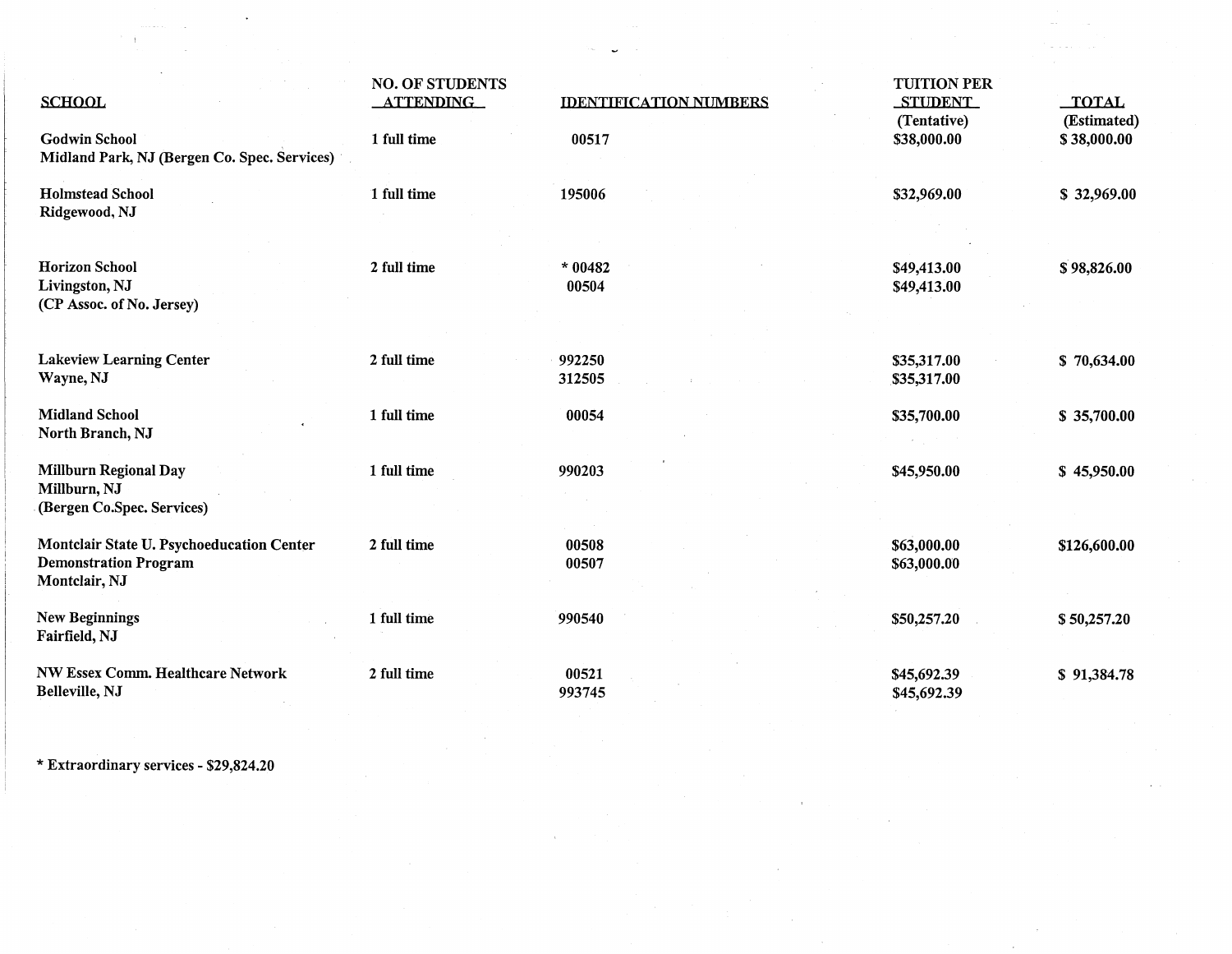| SCHOOL | NO. OF STUDENTS ATTENDING | IDENTIFICATION NUMBERS | TUITION PER STUDENT (Tentative) | TOTAL (Estimated) |
|---|---|---|---|---|
| Godwin School Midland Park, NJ (Bergen Co. Spec. Services) | 1 full time | 00517 | $38,000.00 | $ 38,000.00 |
| Holmstead School Ridgewood, NJ | 1 full time | 195006 | $32,969.00 | $ 32,969.00 |
| Horizon School Livingston, NJ (CP Assoc. of No. Jersey) | 2 full time | * 00482<br>00504 | $49,413.00<br>$49,413.00 | $ 98,826.00 |
| Lakeview Learning Center Wayne, NJ | 2 full time | 992250<br>312505 | $35,317.00<br>$35,317.00 | $ 70,634.00 |
| Midland School North Branch, NJ | 1 full time | 00054 | $35,700.00 | $ 35,700.00 |
| Millburn Regional Day Millburn, NJ (Bergen Co.Spec. Services) | 1 full time | 990203 | $45,950.00 | $ 45,950.00 |
| Montclair State U. Psychoeducation Center Demonstration Program Montclair, NJ | 2 full time | 00508<br>00507 | $63,000.00<br>$63,000.00 | $126,600.00 |
| New Beginnings Fairfield, NJ | 1 full time | 990540 | $50,257.20 | $ 50,257.20 |
| NW Essex Comm. Healthcare Network Belleville, NJ | 2 full time | 00521<br>993745 | $45,692.39<br>$45,692.39 | $ 91,384.78 |

* Extraordinary services - $29,824.20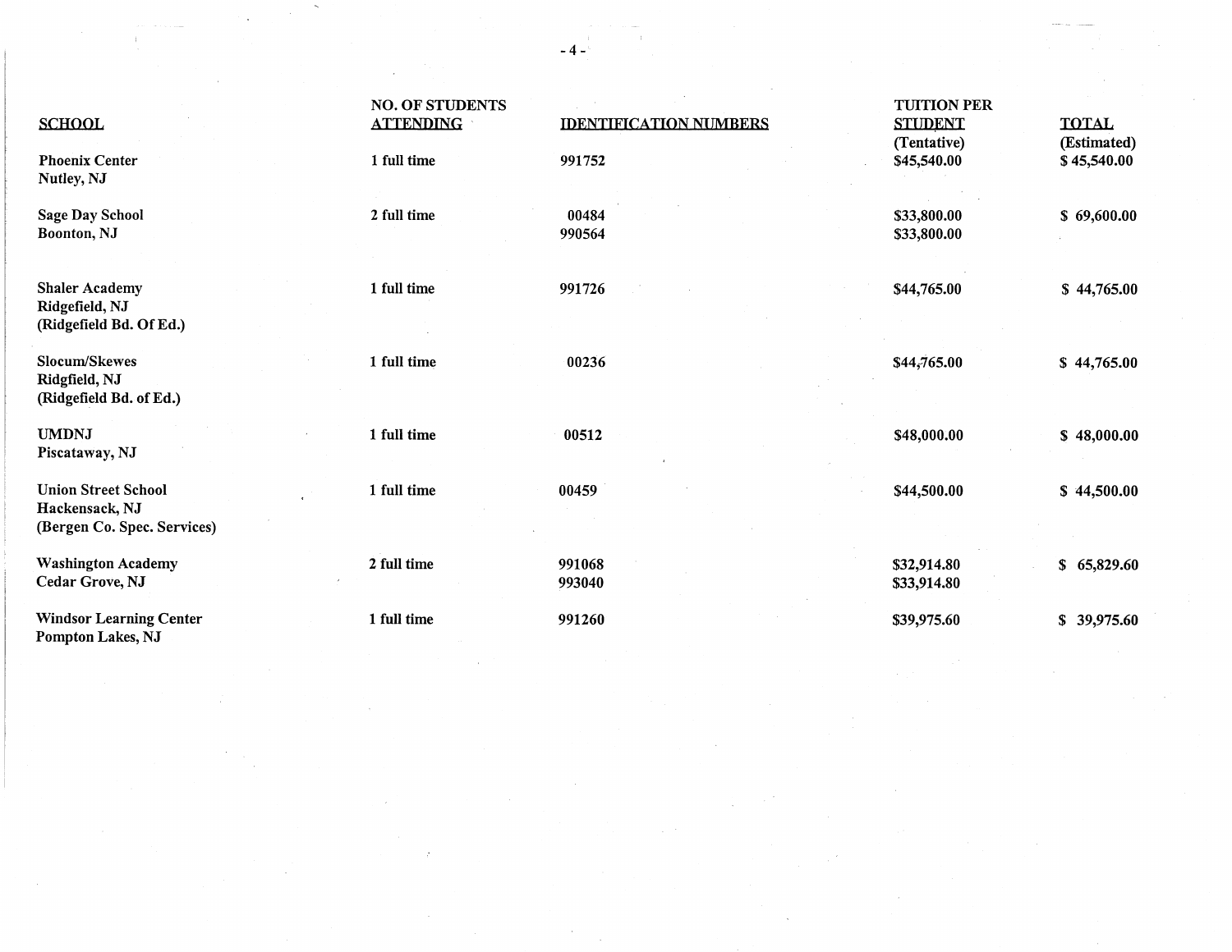| SCHOOL | NO. OF STUDENTS ATTENDING | IDENTIFICATION NUMBERS | TUITION PER STUDENT (Tentative) | TOTAL (Estimated) |
|---|---|---|---|---|
| Phoenix Center<br>Nutley, NJ | 1 full time | 991752 | $45,540.00 | $ 45,540.00 |
| Sage Day School<br>Boonton, NJ | 2 full time | 00484<br>990564 | $33,800.00<br>$33,800.00 | $ 69,600.00 |
| Shaler Academy<br>Ridgefield, NJ<br>(Ridgefield Bd. Of Ed.) | 1 full time | 991726 | $44,765.00 | $ 44,765.00 |
| Slocum/Skewes<br>Ridgfield, NJ<br>(Ridgefield Bd. of Ed.) | 1 full time | 00236 | $44,765.00 | $ 44,765.00 |
| UMDNJ<br>Piscataway, NJ | 1 full time | 00512 | $48,000.00 | $ 48,000.00 |
| Union Street School<br>Hackensack, NJ<br>(Bergen Co. Spec. Services) | 1 full time | 00459 | $44,500.00 | $ 44,500.00 |
| Washington Academy<br>Cedar Grove, NJ | 2 full time | 991068<br>993040 | $32,914.80<br>$33,914.80 | $ 65,829.60 |
| Windsor Learning Center<br>Pompton Lakes, NJ | 1 full time | 991260 | $39,975.60 | $ 39,975.60 |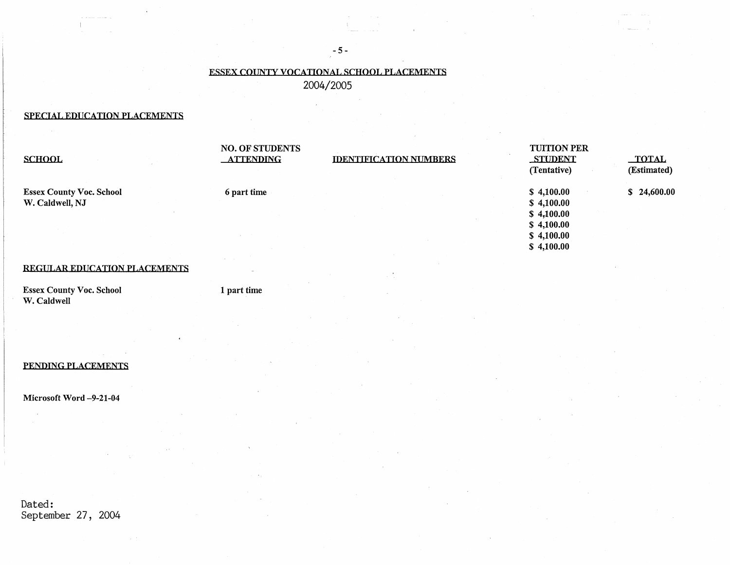## ESSEX COUNTY VOCATIONAL SCHOOL PLACEMENTS
2004/2005

### SPECIAL EDUCATION PLACEMENTS

| SCHOOL | NO. OF STUDENTS ATTENDING | IDENTIFICATION NUMBERS | TUITION PER STUDENT (Tentative) | TOTAL (Estimated) |
|---|---|---|---|---|
| Essex County Voc. School W. Caldwell, NJ | 6 part time | | $ 4,100.00 | $ 24,600.00 |
| | | | $ 4,100.00 | |
| | | | $ 4,100.00 | |
| | | | $ 4,100.00 | |
| | | | $ 4,100.00 | |
| | | | $ 4,100.00 | |

### REGULAR EDUCATION PLACEMENTS

| | | | | |
|---|---|---|---|---|
| Essex County Voc. School W. Caldwell | 1 part time | | | |

### PENDING PLACEMENTS

**Microsoft Word –9-21-04**

Dated:
September 27, 2004